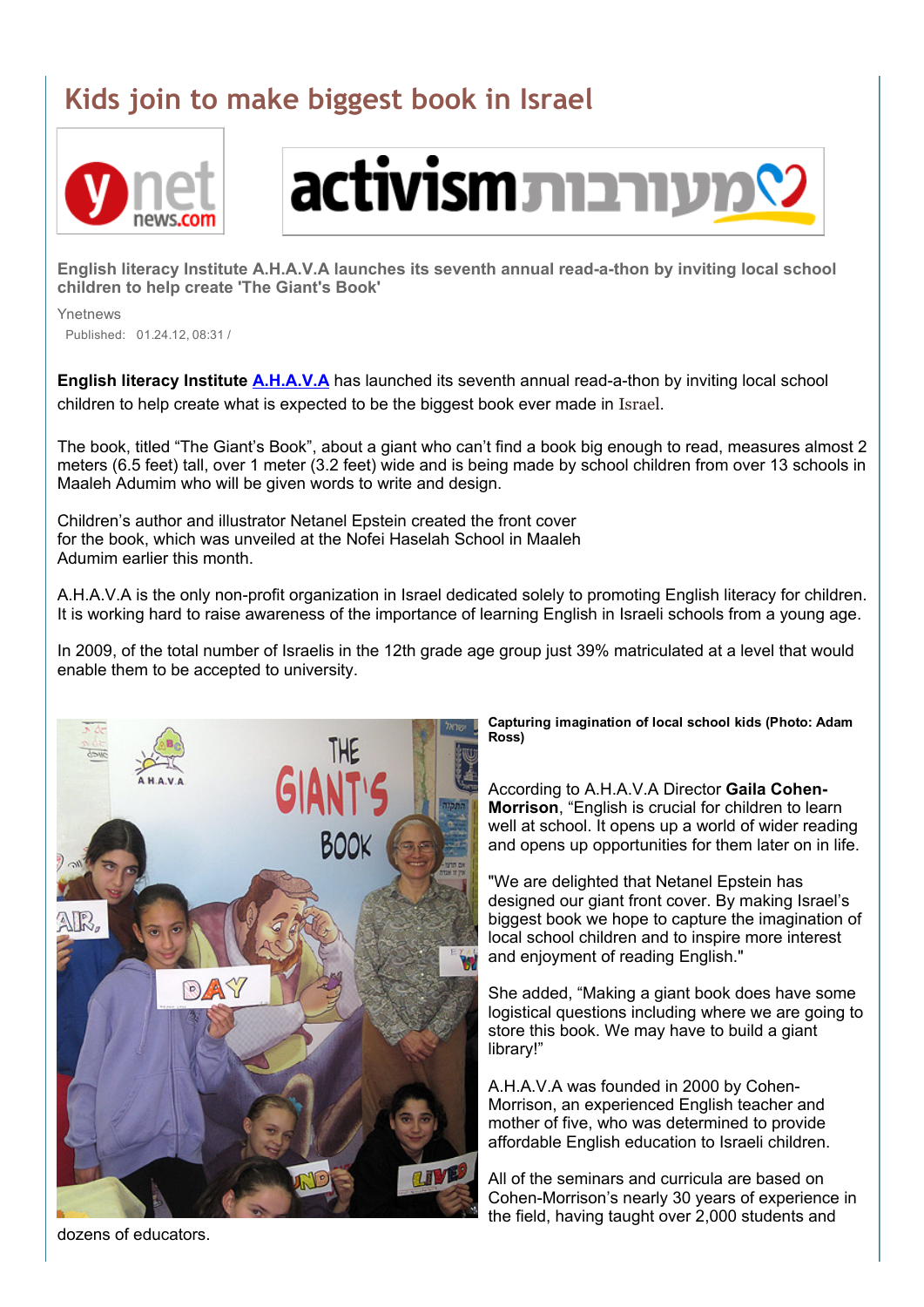# Kids join to make biggest book in Israel

**English literacy Institute A.H.A.V.A launches its seventh annual read-a-thon by inviting local school children to help create 'The Giant's Book'**

Ynetnews

Published: 01.24.12, 08:31 /

**English literacy Institute** **A.H.A.V.A** has launched its seventh annual read-a-thon by inviting local school children to help create what is expected to be the biggest book ever made in Israel.

The book, titled “The Giant’s Book”, about a giant who can’t find a book big enough to read, measures almost 2 meters (6.5 feet) tall, over 1 meter (3.2 feet) wide and is being made by school children from over 13 schools in Maaleh Adumim who will be given words to write and design.

Children’s author and illustrator Netanel Epstein created the front cover for the book, which was unveiled at the Nofei Haselah School in Maaleh Adumim earlier this month.

A.H.A.V.A is the only non-profit organization in Israel dedicated solely to promoting English literacy for children. It is working hard to raise awareness of the importance of learning English in Israeli schools from a young age.

In 2009, of the total number of Israelis in the 12th grade age group just 39% matriculated at a level that would enable them to be accepted to university.

**Capturing imagination of local school kids (Photo: Adam Ross)**

According to A.H.A.V.A Director **Gaila Cohen-Morrison**, “English is crucial for children to learn well at school. It opens up a world of wider reading and opens up opportunities for them later on in life.

"We are delighted that Netanel Epstein has designed our giant front cover. By making Israel’s biggest book we hope to capture the imagination of local school children and to inspire more interest and enjoyment of reading English."

She added, “Making a giant book does have some logistical questions including where we are going to store this book. We may have to build a giant library!”

A.H.A.V.A was founded in 2000 by Cohen-Morrison, an experienced English teacher and mother of five, who was determined to provide affordable English education to Israeli children.

All of the seminars and curricula are based on Cohen-Morrison’s nearly 30 years of experience in the field, having taught over 2,000 students and dozens of educators.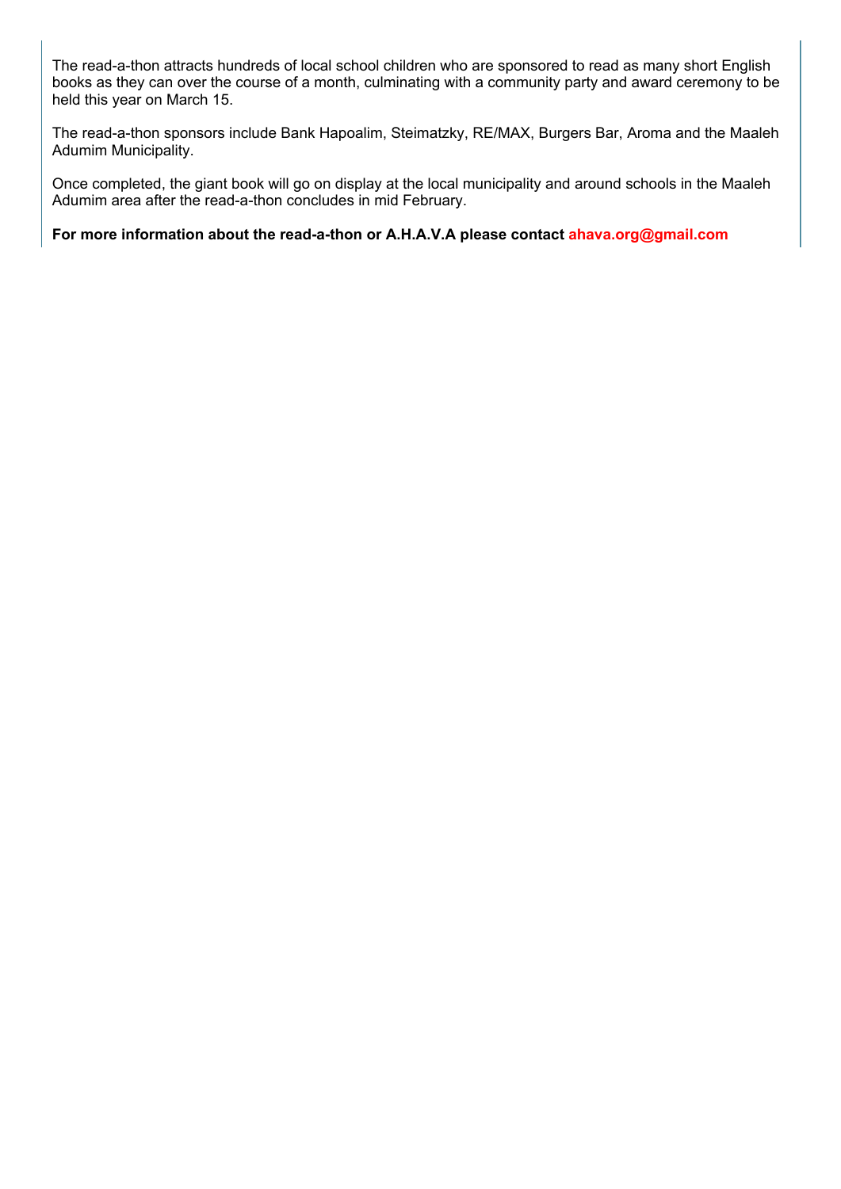The read-a-thon attracts hundreds of local school children who are sponsored to read as many short English books as they can over the course of a month, culminating with a community party and award ceremony to be held this year on March 15.

The read-a-thon sponsors include Bank Hapoalim, Steimatzky, RE/MAX, Burgers Bar, Aroma and the Maaleh Adumim Municipality.

Once completed, the giant book will go on display at the local municipality and around schools in the Maaleh Adumim area after the read-a-thon concludes in mid February.

**For more information about the read-a-thon or A.H.A.V.A please contact ahava.org@gmail.com**